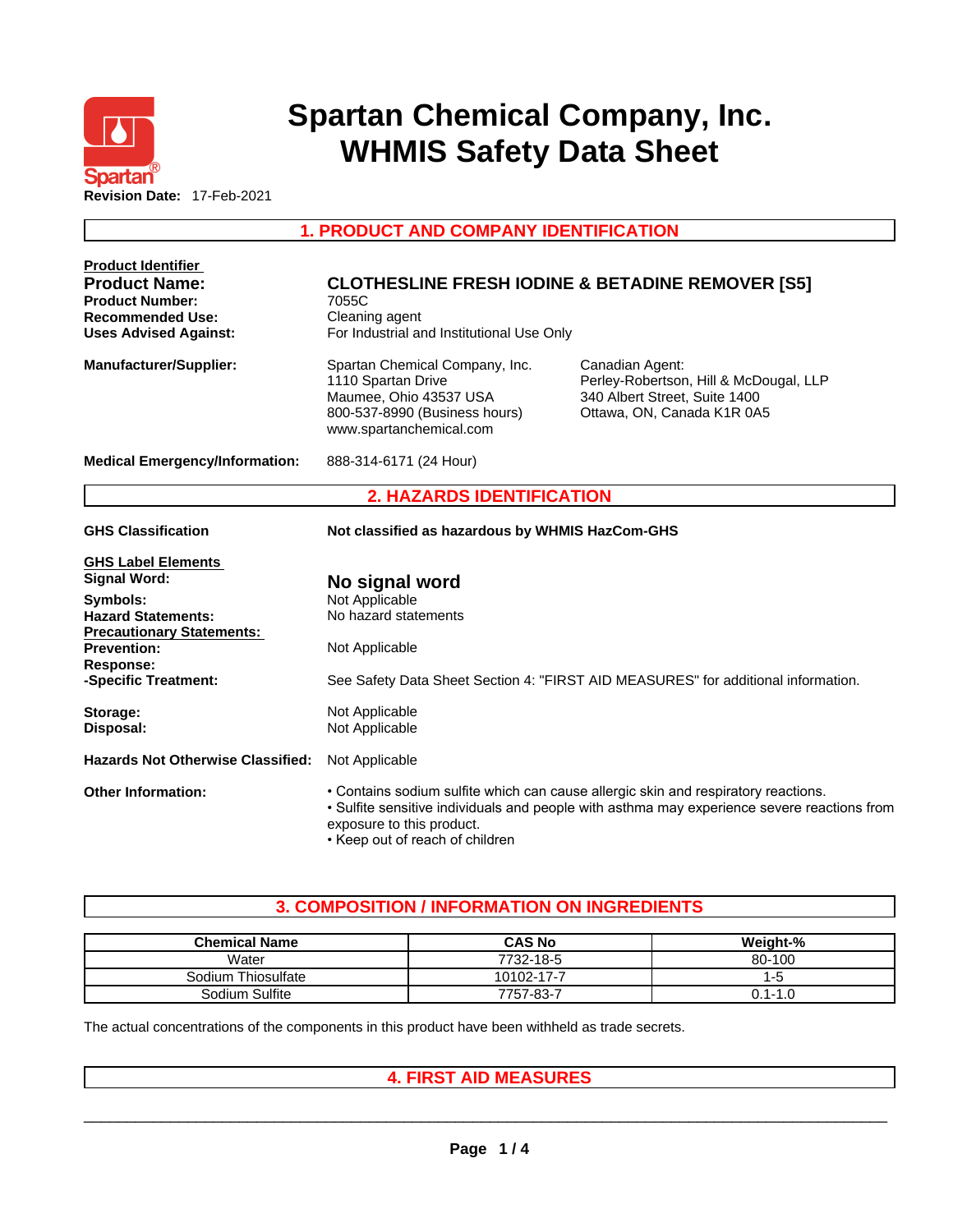# Spartan Chemical Company, Inc.
# WHMIS Safety Data Sheet

**Revision Date:** 17-Feb-2021

## 1. PRODUCT AND COMPANY IDENTIFICATION

**Product Identifier**

**Product Name:** **CLOTHESLINE FRESH IODINE & BETADINE REMOVER [S5]**

**Product Number:** 7055C

**Recommended Use:** Cleaning agent

**Uses Advised Against:** For Industrial and Institutional Use Only

**Manufacturer/Supplier:**
Spartan Chemical Company, Inc.
1110 Spartan Drive
Maumee, Ohio 43537 USA
800-537-8990 (Business hours)
www.spartanchemical.com

Canadian Agent:
Perley-Robertson, Hill & McDougal, LLP
340 Albert Street, Suite 1400
Ottawa, ON, Canada K1R 0A5

**Medical Emergency/Information:** 888-314-6171 (24 Hour)

## 2. HAZARDS IDENTIFICATION

**GHS Classification** **Not classified as hazardous by WHMIS HazCom-GHS**

**GHS Label Elements**

**Signal Word:** **No signal word**

**Symbols:** Not Applicable

**Hazard Statements:** No hazard statements

**Precautionary Statements:**

**Prevention:** Not Applicable

**Response:**

**-Specific Treatment:** See Safety Data Sheet Section 4: "FIRST AID MEASURES" for additional information.

**Storage:** Not Applicable

**Disposal:** Not Applicable

**Hazards Not Otherwise Classified:** Not Applicable

**Other Information:**
- Contains sodium sulfite which can cause allergic skin and respiratory reactions.
- Sulfite sensitive individuals and people with asthma may experience severe reactions from exposure to this product.
- Keep out of reach of children

## 3. COMPOSITION / INFORMATION ON INGREDIENTS

| Chemical Name | CAS No | Weight-% |
|---|---|---|
| Water | 7732-18-5 | 80-100 |
| Sodium Thiosulfate | 10102-17-7 | 1-5 |
| Sodium Sulfite | 7757-83-7 | 0.1-1.0 |

The actual concentrations of the components in this product have been withheld as trade secrets.

## 4. FIRST AID MEASURES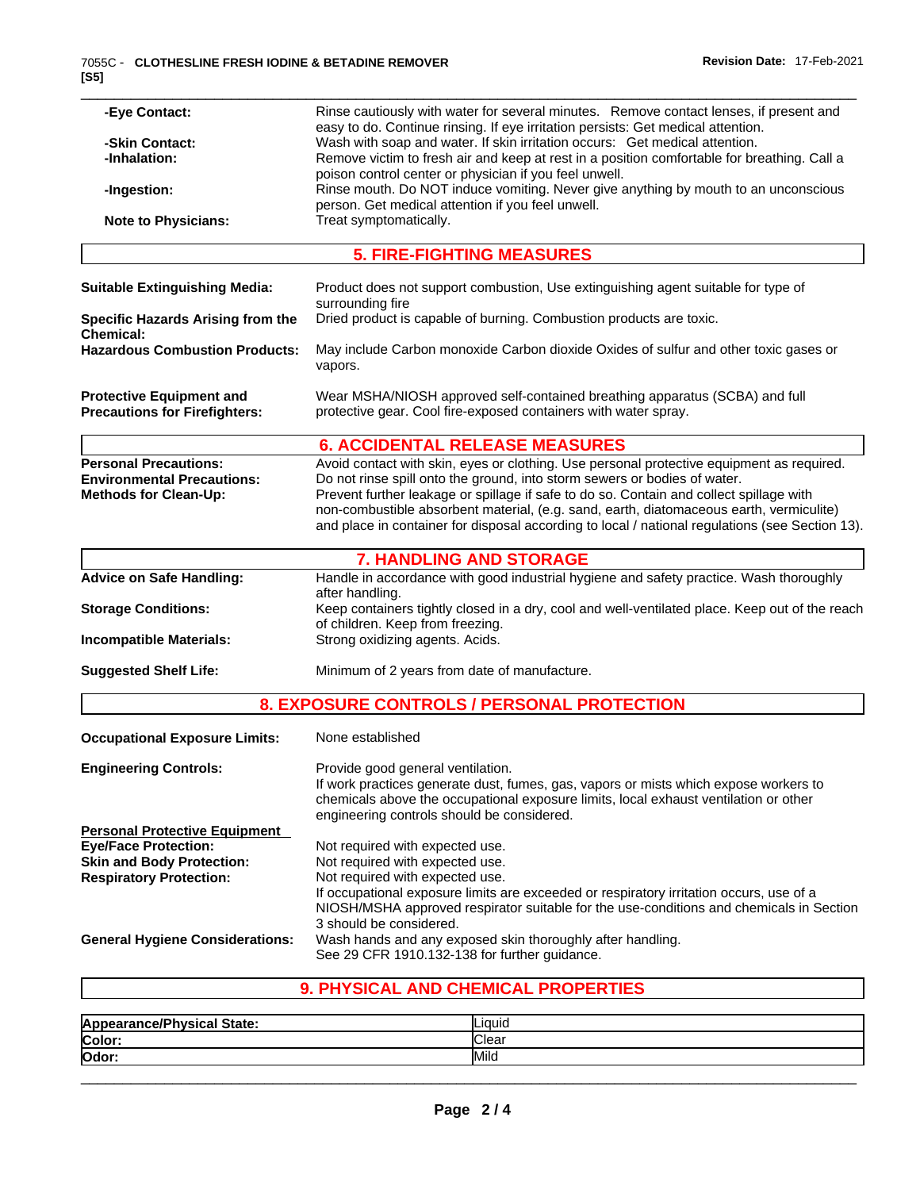**-Eye Contact:** Rinse cautiously with water for several minutes. Remove contact lenses, if present and easy to do. Continue rinsing. If eye irritation persists: Get medical attention.

**-Skin Contact:** Wash with soap and water. If skin irritation occurs: Get medical attention.

**-Inhalation:** Remove victim to fresh air and keep at rest in a position comfortable for breathing. Call a poison control center or physician if you feel unwell.

**-Ingestion:** Rinse mouth. Do NOT induce vomiting. Never give anything by mouth to an unconscious person. Get medical attention if you feel unwell.

**Note to Physicians:** Treat symptomatically.

## 5. FIRE-FIGHTING MEASURES

**Suitable Extinguishing Media:** Product does not support combustion, Use extinguishing agent suitable for type of surrounding fire

**Specific Hazards Arising from the Chemical:** Dried product is capable of burning. Combustion products are toxic.

**Hazardous Combustion Products:** May include Carbon monoxide Carbon dioxide Oxides of sulfur and other toxic gases or vapors.

**Protective Equipment and Precautions for Firefighters:** Wear MSHA/NIOSH approved self-contained breathing apparatus (SCBA) and full protective gear. Cool fire-exposed containers with water spray.

## 6. ACCIDENTAL RELEASE MEASURES

**Personal Precautions:** Avoid contact with skin, eyes or clothing. Use personal protective equipment as required.

**Environmental Precautions:** Do not rinse spill onto the ground, into storm sewers or bodies of water.

**Methods for Clean-Up:** Prevent further leakage or spillage if safe to do so. Contain and collect spillage with non-combustible absorbent material, (e.g. sand, earth, diatomaceous earth, vermiculite) and place in container for disposal according to local / national regulations (see Section 13).

## 7. HANDLING AND STORAGE

**Advice on Safe Handling:** Handle in accordance with good industrial hygiene and safety practice. Wash thoroughly after handling.

**Storage Conditions:** Keep containers tightly closed in a dry, cool and well-ventilated place. Keep out of the reach of children. Keep from freezing.

**Incompatible Materials:** Strong oxidizing agents. Acids.

**Suggested Shelf Life:** Minimum of 2 years from date of manufacture.

## 8. EXPOSURE CONTROLS / PERSONAL PROTECTION

**Occupational Exposure Limits:** None established

**Engineering Controls:** Provide good general ventilation.
If work practices generate dust, fumes, gas, vapors or mists which expose workers to chemicals above the occupational exposure limits, local exhaust ventilation or other engineering controls should be considered.

**Personal Protective Equipment**

**Eye/Face Protection:** Not required with expected use.

**Skin and Body Protection:** Not required with expected use.

**Respiratory Protection:** Not required with expected use.
If occupational exposure limits are exceeded or respiratory irritation occurs, use of a NIOSH/MSHA approved respirator suitable for the use-conditions and chemicals in Section 3 should be considered.

**General Hygiene Considerations:** Wash hands and any exposed skin thoroughly after handling.
See 29 CFR 1910.132-138 for further guidance.

## 9. PHYSICAL AND CHEMICAL PROPERTIES

| | |
|---|---|
| **Appearance/Physical State:** | Liquid |
| **Color:** | Clear |
| **Odor:** | Mild |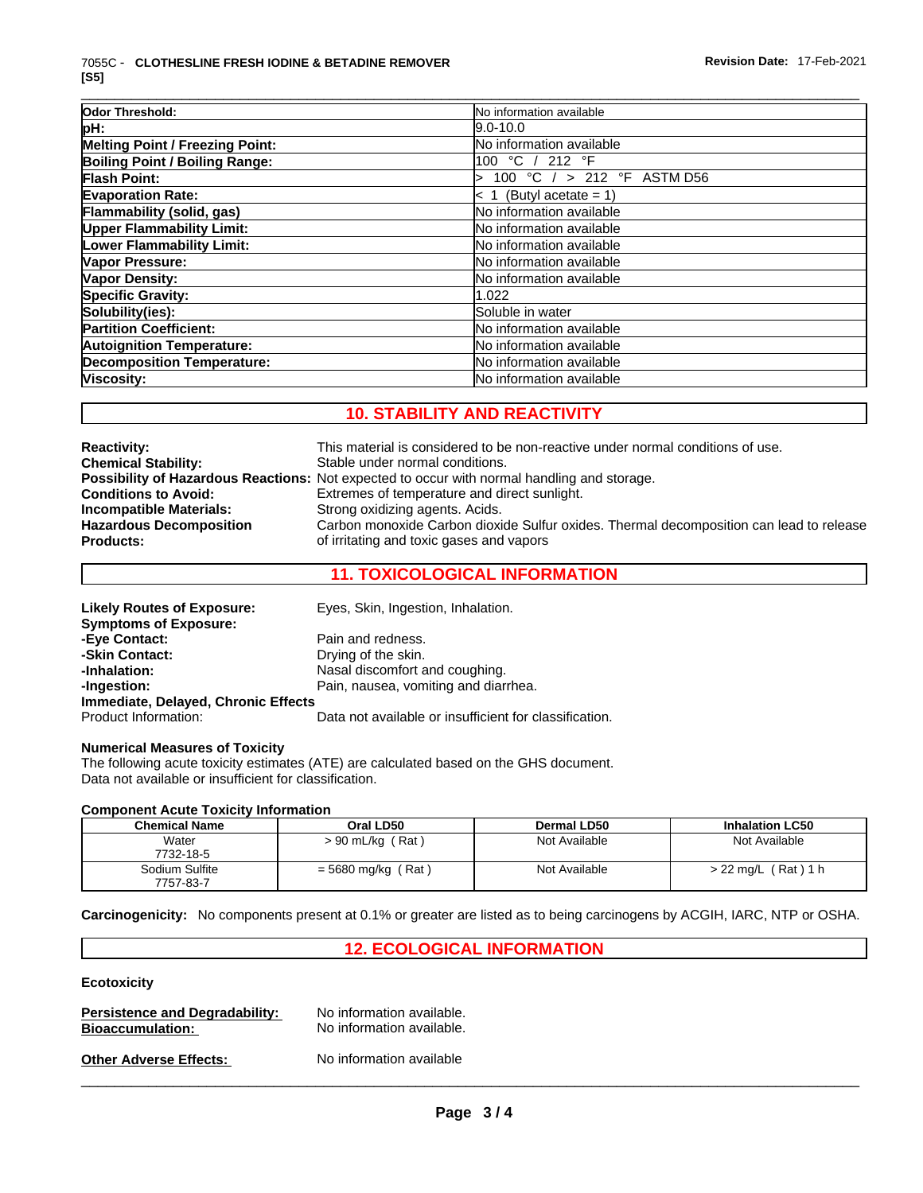| | |
|---|---|
| **Odor Threshold:** | No information available |
| **pH:** | 9.0-10.0 |
| **Melting Point / Freezing Point:** | No information available |
| **Boiling Point / Boiling Range:** | 100 °C / 212 °F |
| **Flash Point:** | > 100 °C / > 212 °F ASTM D56 |
| **Evaporation Rate:** | < 1 (Butyl acetate = 1) |
| **Flammability (solid, gas)** | No information available |
| **Upper Flammability Limit:** | No information available |
| **Lower Flammability Limit:** | No information available |
| **Vapor Pressure:** | No information available |
| **Vapor Density:** | No information available |
| **Specific Gravity:** | 1.022 |
| **Solubility(ies):** | Soluble in water |
| **Partition Coefficient:** | No information available |
| **Autoignition Temperature:** | No information available |
| **Decomposition Temperature:** | No information available |
| **Viscosity:** | No information available |

## 10. STABILITY AND REACTIVITY

**Reactivity:** This material is considered to be non-reactive under normal conditions of use.
**Chemical Stability:** Stable under normal conditions.
**Possibility of Hazardous Reactions:** Not expected to occur with normal handling and storage.
**Conditions to Avoid:** Extremes of temperature and direct sunlight.
**Incompatible Materials:** Strong oxidizing agents. Acids.
**Hazardous Decomposition Products:** Carbon monoxide Carbon dioxide Sulfur oxides. Thermal decomposition can lead to release of irritating and toxic gases and vapors

## 11. TOXICOLOGICAL INFORMATION

**Likely Routes of Exposure:** Eyes, Skin, Ingestion, Inhalation.
**Symptoms of Exposure:**
**-Eye Contact:** Pain and redness.
**-Skin Contact:** Drying of the skin.
**-Inhalation:** Nasal discomfort and coughing.
**-Ingestion:** Pain, nausea, vomiting and diarrhea.
**Immediate, Delayed, Chronic Effects**
Product Information: Data not available or insufficient for classification.

**Numerical Measures of Toxicity**
The following acute toxicity estimates (ATE) are calculated based on the GHS document.
Data not available or insufficient for classification.

**Component Acute Toxicity Information**

| Chemical Name | Oral LD50 | Dermal LD50 | Inhalation LC50 |
|---|---|---|---|
| Water 7732-18-5 | > 90 mL/kg ( Rat ) | Not Available | Not Available |
| Sodium Sulfite 7757-83-7 | = 5680 mg/kg ( Rat ) | Not Available | > 22 mg/L ( Rat ) 1 h |

**Carcinogenicity:** No components present at 0.1% or greater are listed as to being carcinogens by ACGIH, IARC, NTP or OSHA.

## 12. ECOLOGICAL INFORMATION

**Ecotoxicity**

**Persistence and Degradability:** No information available.
**Bioaccumulation:** No information available.

**Other Adverse Effects:** No information available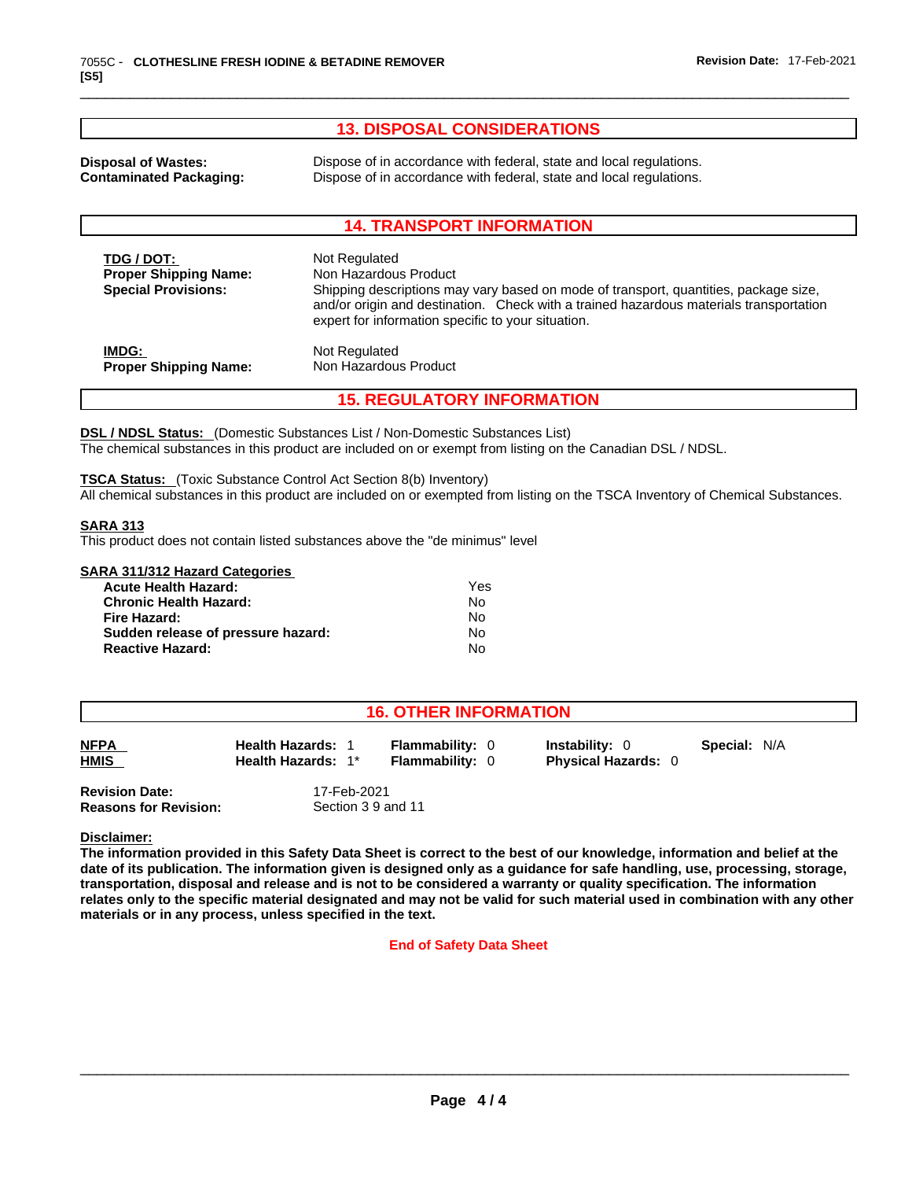## 13. DISPOSAL CONSIDERATIONS

| | |
|---|---|
| **Disposal of Wastes:** | Dispose of in accordance with federal, state and local regulations. |
| **Contaminated Packaging:** | Dispose of in accordance with federal, state and local regulations. |

## 14. TRANSPORT INFORMATION

| | |
|---|---|
| **TDG / DOT:** | Not Regulated |
| **Proper Shipping Name:** | Non Hazardous Product |
| **Special Provisions:** | Shipping descriptions may vary based on mode of transport, quantities, package size, and/or origin and destination. Check with a trained hazardous materials transportation expert for information specific to your situation. |

| | |
|---|---|
| **IMDG:** | Not Regulated |
| **Proper Shipping Name:** | Non Hazardous Product |

## 15. REGULATORY INFORMATION

**DSL / NDSL Status:** (Domestic Substances List / Non-Domestic Substances List)
The chemical substances in this product are included on or exempt from listing on the Canadian DSL / NDSL.

**TSCA Status:** (Toxic Substance Control Act Section 8(b) Inventory)
All chemical substances in this product are included on or exempted from listing on the TSCA Inventory of Chemical Substances.

**SARA 313**
This product does not contain listed substances above the "de minimus" level

**SARA 311/312 Hazard Categories**

| | |
|---|---|
| **Acute Health Hazard:** | Yes |
| **Chronic Health Hazard:** | No |
| **Fire Hazard:** | No |
| **Sudden release of pressure hazard:** | No |
| **Reactive Hazard:** | No |

## 16. OTHER INFORMATION

| | | | | |
|---|---|---|---|---|
| **NFPA** | **Health Hazards:** 1 | **Flammability:** 0 | **Instability:** 0 | **Special:** N/A |
| **HMIS** | **Health Hazards:** 1* | **Flammability:** 0 | **Physical Hazards:** 0 | |

| | |
|---|---|
| **Revision Date:** | 17-Feb-2021 |
| **Reasons for Revision:** | Section 3 9 and 11 |

**Disclaimer:**
**The information provided in this Safety Data Sheet is correct to the best of our knowledge, information and belief at the date of its publication. The information given is designed only as a guidance for safe handling, use, processing, storage, transportation, disposal and release and is not to be considered a warranty or quality specification. The information relates only to the specific material designated and may not be valid for such material used in combination with any other materials or in any process, unless specified in the text.**

**End of Safety Data Sheet**